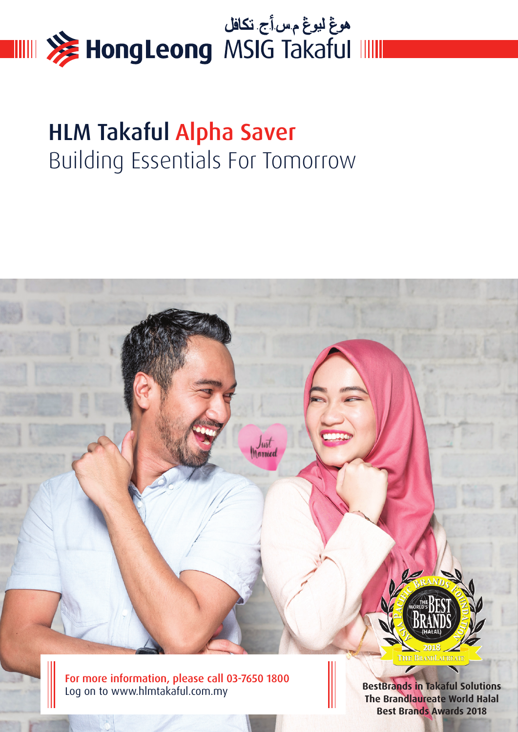هوڠ ليوڠ م.س.أ.ج. تكافل

HongLeong MSIG Takaful

# HLM Takaful Alpha Saver

## Building Essentials For Tomorrow

For more information, please call 03-7650 1800
Log on to www.hlmtakaful.com.my

**BestBrands in Takaful Solutions**
**The Brandlaureate World Halal Best Brands Awards 2018**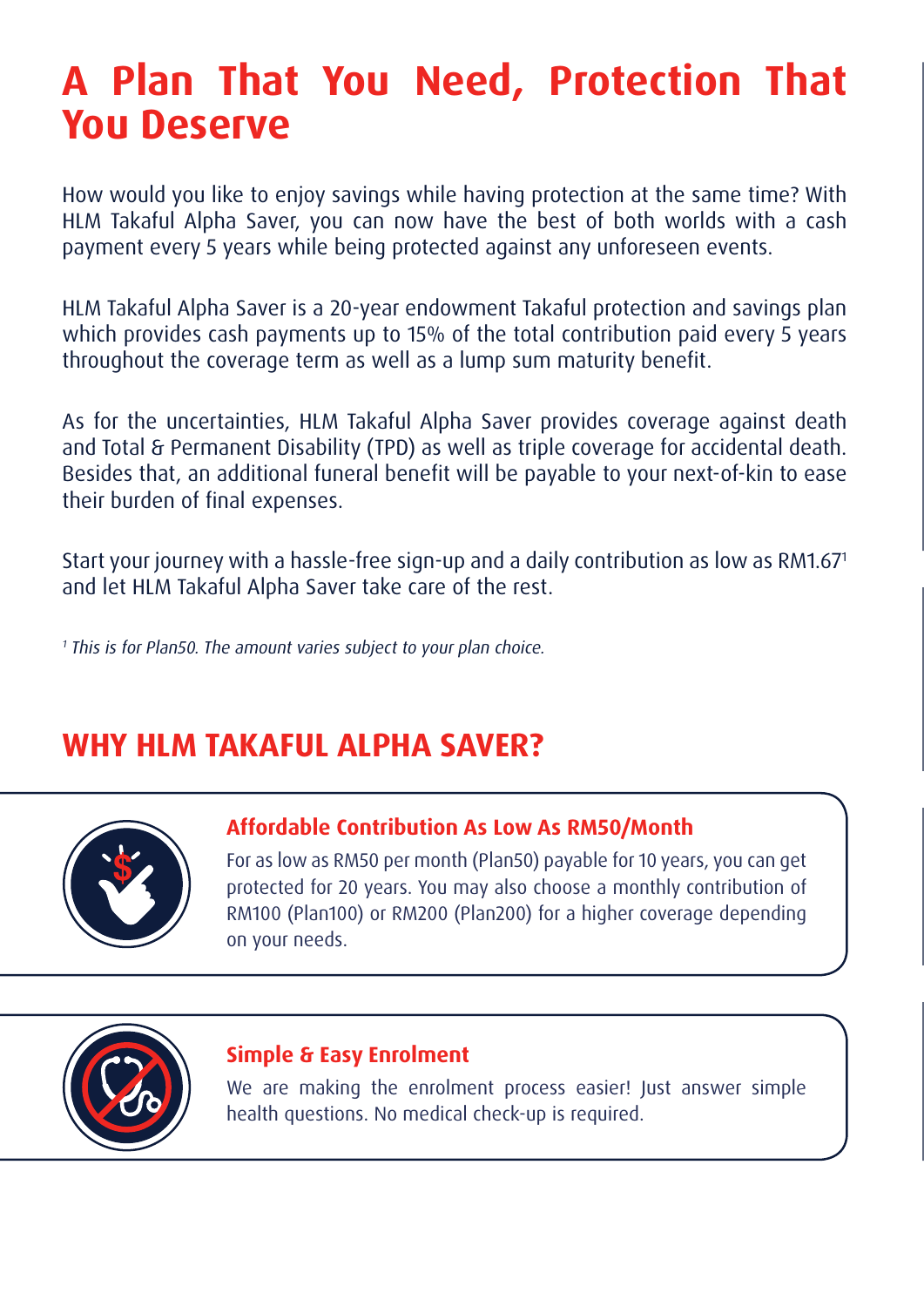# A Plan That You Need, Protection That You Deserve

How would you like to enjoy savings while having protection at the same time? With HLM Takaful Alpha Saver, you can now have the best of both worlds with a cash payment every 5 years while being protected against any unforeseen events.

HLM Takaful Alpha Saver is a 20-year endowment Takaful protection and savings plan which provides cash payments up to 15% of the total contribution paid every 5 years throughout the coverage term as well as a lump sum maturity benefit.

As for the uncertainties, HLM Takaful Alpha Saver provides coverage against death and Total & Permanent Disability (TPD) as well as triple coverage for accidental death. Besides that, an additional funeral benefit will be payable to your next-of-kin to ease their burden of final expenses.

Start your journey with a hassle-free sign-up and a daily contribution as low as RM1.67[1] and let HLM Takaful Alpha Saver take care of the rest.

*[1] This is for Plan50. The amount varies subject to your plan choice.*

## WHY HLM TAKAFUL ALPHA SAVER?

### Affordable Contribution As Low As RM50/Month

For as low as RM50 per month (Plan50) payable for 10 years, you can get protected for 20 years. You may also choose a monthly contribution of RM100 (Plan100) or RM200 (Plan200) for a higher coverage depending on your needs.

### Simple & Easy Enrolment

We are making the enrolment process easier! Just answer simple health questions. No medical check-up is required.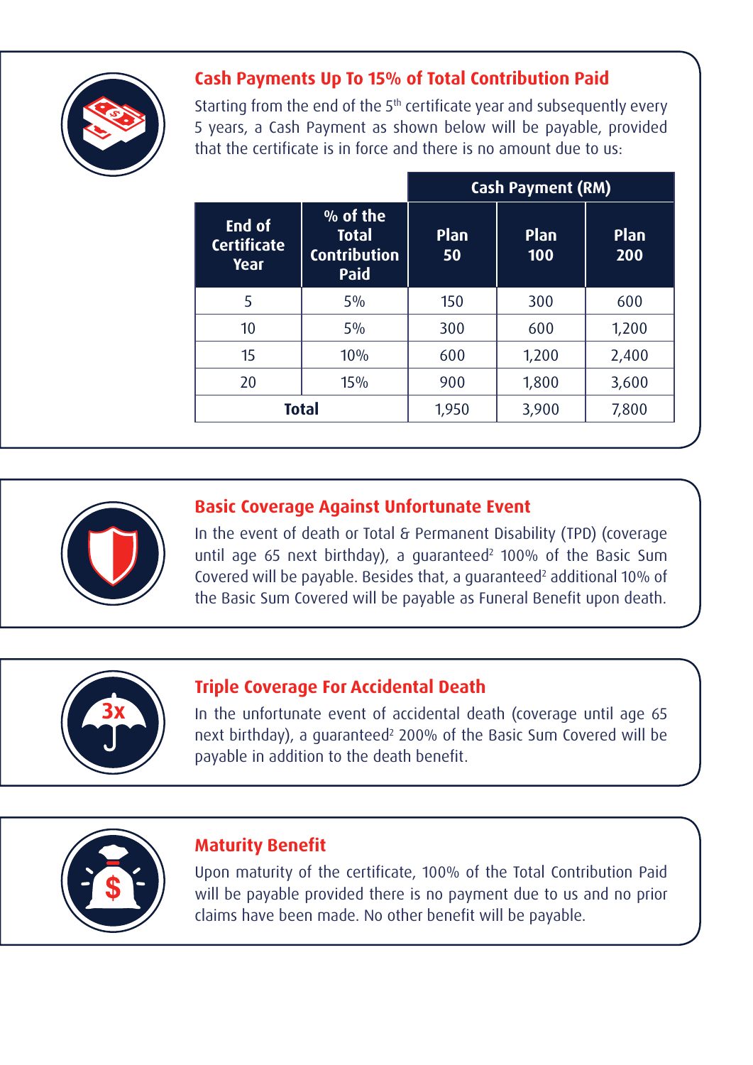## Cash Payments Up To 15% of Total Contribution Paid

Starting from the end of the 5th certificate year and subsequently every 5 years, a Cash Payment as shown below will be payable, provided that the certificate is in force and there is no amount due to us:

| End of Certificate Year | % of the Total Contribution Paid | Cash Payment (RM) | | |
|---|---|---|---|---|
| | | Plan 50 | Plan 100 | Plan 200 |
| 5 | 5% | 150 | 300 | 600 |
| 10 | 5% | 300 | 600 | 1,200 |
| 15 | 10% | 600 | 1,200 | 2,400 |
| 20 | 15% | 900 | 1,800 | 3,600 |
| **Total** | | 1,950 | 3,900 | 7,800 |

## Basic Coverage Against Unfortunate Event

In the event of death or Total & Permanent Disability (TPD) (coverage until age 65 next birthday), a guaranteed[2] 100% of the Basic Sum Covered will be payable. Besides that, a guaranteed[2] additional 10% of the Basic Sum Covered will be payable as Funeral Benefit upon death.

## Triple Coverage For Accidental Death

In the unfortunate event of accidental death (coverage until age 65 next birthday), a guaranteed[2] 200% of the Basic Sum Covered will be payable in addition to the death benefit.

## Maturity Benefit

Upon maturity of the certificate, 100% of the Total Contribution Paid will be payable provided there is no payment due to us and no prior claims have been made. No other benefit will be payable.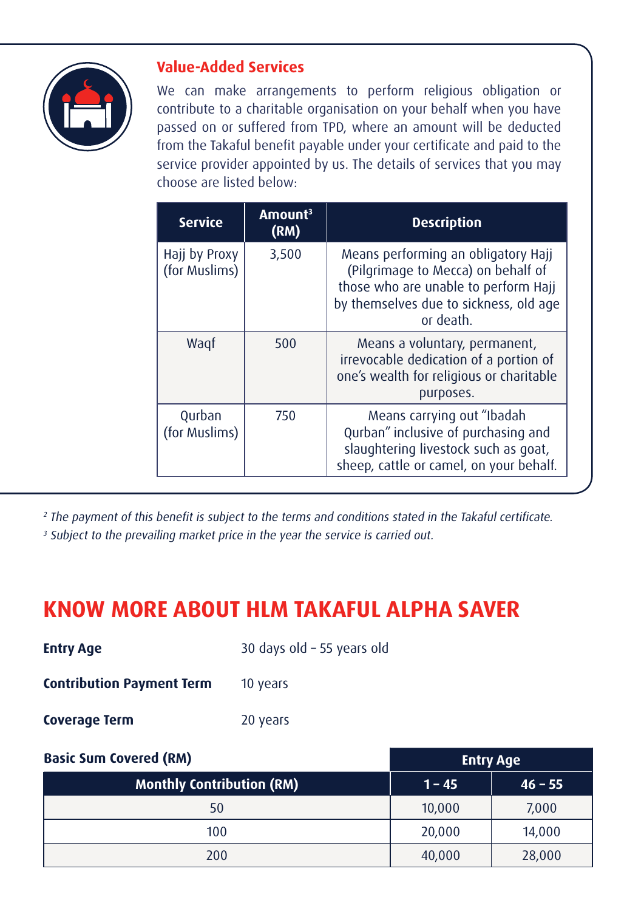### Value-Added Services

We can make arrangements to perform religious obligation or contribute to a charitable organisation on your behalf when you have passed on or suffered from TPD, where an amount will be deducted from the Takaful benefit payable under your certificate and paid to the service provider appointed by us. The details of services that you may choose are listed below:

| Service | Amount[3] (RM) | Description |
|---|---|---|
| Hajj by Proxy (for Muslims) | 3,500 | Means performing an obligatory Hajj (Pilgrimage to Mecca) on behalf of those who are unable to perform Hajj by themselves due to sickness, old age or death. |
| Waqf | 500 | Means a voluntary, permanent, irrevocable dedication of a portion of one's wealth for religious or charitable purposes. |
| Qurban (for Muslims) | 750 | Means carrying out "Ibadah Qurban" inclusive of purchasing and slaughtering livestock such as goat, sheep, cattle or camel, on your behalf. |

*[2] The payment of this benefit is subject to the terms and conditions stated in the Takaful certificate.*

*[3] Subject to the prevailing market price in the year the service is carried out.*

## KNOW MORE ABOUT HLM TAKAFUL ALPHA SAVER

**Entry Age** 30 days old – 55 years old

**Contribution Payment Term** 10 years

**Coverage Term** 20 years

| Basic Sum Covered (RM) | Entry Age | |
|---|---|---|
| **Monthly Contribution (RM)** | **1 – 45** | **46 – 55** |
| 50 | 10,000 | 7,000 |
| 100 | 20,000 | 14,000 |
| 200 | 40,000 | 28,000 |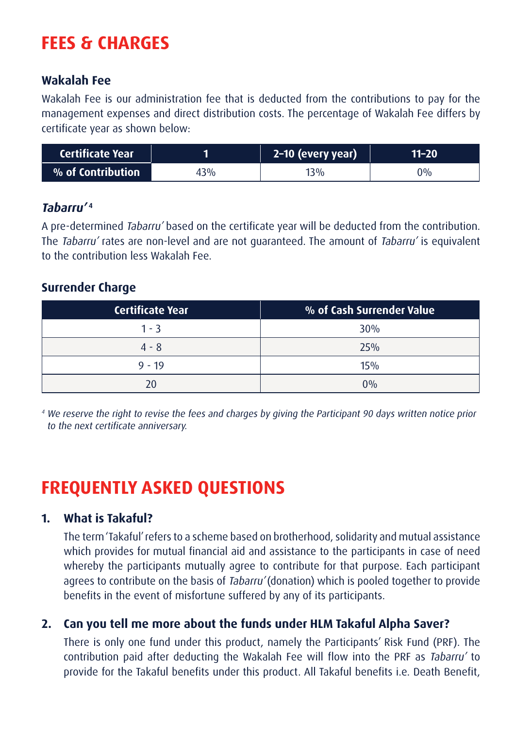# FEES & CHARGES

### Wakalah Fee

Wakalah Fee is our administration fee that is deducted from the contributions to pay for the management expenses and direct distribution costs. The percentage of Wakalah Fee differs by certificate year as shown below:

| Certificate Year | 1 | 2–10 (every year) | 11–20 |
|---|---|---|---|
| % of Contribution | 43% | 13% | 0% |

### *Tabarru'* [4]

A pre-determined *Tabarru'* based on the certificate year will be deducted from the contribution. The *Tabarru'* rates are non-level and are not guaranteed. The amount of *Tabarru'* is equivalent to the contribution less Wakalah Fee.

### Surrender Charge

| Certificate Year | % of Cash Surrender Value |
|---|---|
| 1 - 3 | 30% |
| 4 - 8 | 25% |
| 9 - 19 | 15% |
| 20 | 0% |

[4] *We reserve the right to revise the fees and charges by giving the Participant 90 days written notice prior to the next certificate anniversary.*

# FREQUENTLY ASKED QUESTIONS

### 1. What is Takaful?

The term 'Takaful' refers to a scheme based on brotherhood, solidarity and mutual assistance which provides for mutual financial aid and assistance to the participants in case of need whereby the participants mutually agree to contribute for that purpose. Each participant agrees to contribute on the basis of *Tabarru'* (donation) which is pooled together to provide benefits in the event of misfortune suffered by any of its participants.

### 2. Can you tell me more about the funds under HLM Takaful Alpha Saver?

There is only one fund under this product, namely the Participants' Risk Fund (PRF). The contribution paid after deducting the Wakalah Fee will flow into the PRF as *Tabarru'* to provide for the Takaful benefits under this product. All Takaful benefits i.e. Death Benefit,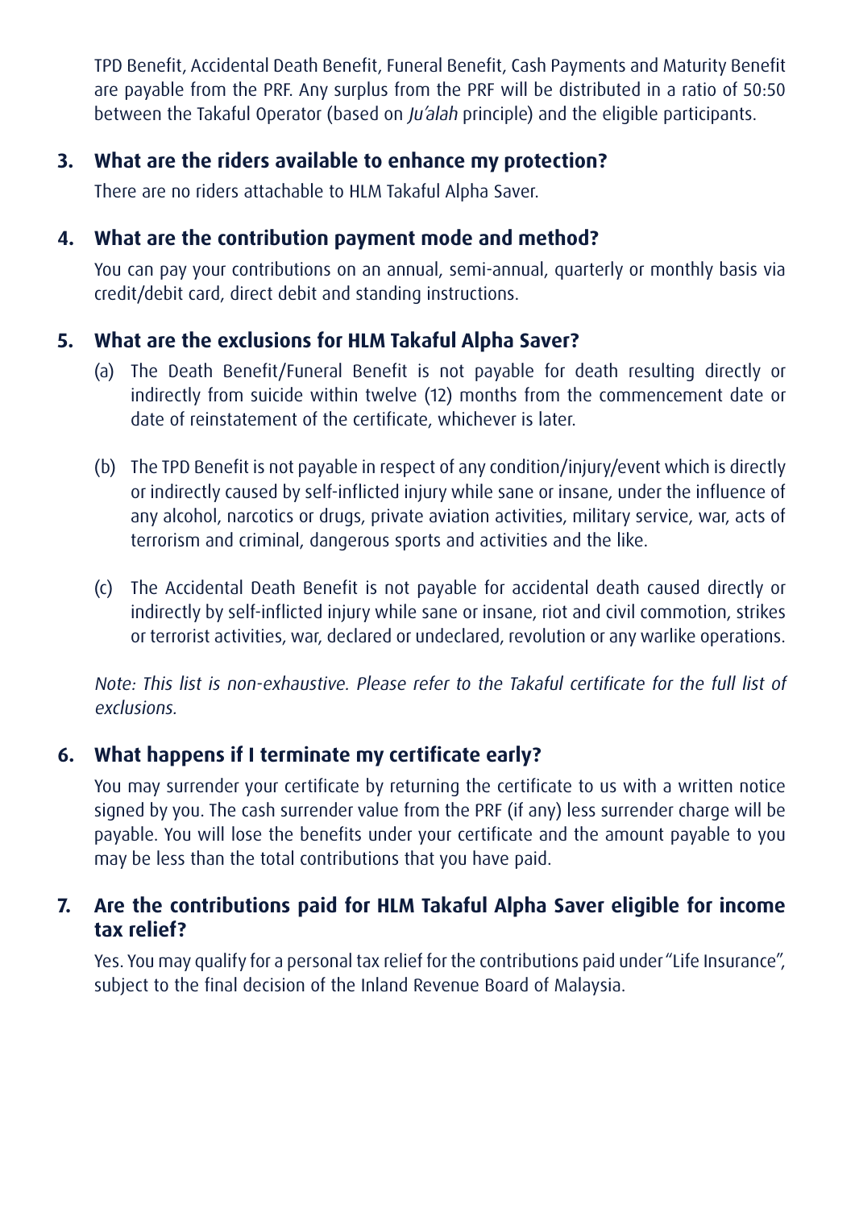TPD Benefit, Accidental Death Benefit, Funeral Benefit, Cash Payments and Maturity Benefit are payable from the PRF. Any surplus from the PRF will be distributed in a ratio of 50:50 between the Takaful Operator (based on *Ju'alah* principle) and the eligible participants.

**3. What are the riders available to enhance my protection?**

There are no riders attachable to HLM Takaful Alpha Saver.

**4. What are the contribution payment mode and method?**

You can pay your contributions on an annual, semi-annual, quarterly or monthly basis via credit/debit card, direct debit and standing instructions.

**5. What are the exclusions for HLM Takaful Alpha Saver?**

(a) The Death Benefit/Funeral Benefit is not payable for death resulting directly or indirectly from suicide within twelve (12) months from the commencement date or date of reinstatement of the certificate, whichever is later.

(b) The TPD Benefit is not payable in respect of any condition/injury/event which is directly or indirectly caused by self-inflicted injury while sane or insane, under the influence of any alcohol, narcotics or drugs, private aviation activities, military service, war, acts of terrorism and criminal, dangerous sports and activities and the like.

(c) The Accidental Death Benefit is not payable for accidental death caused directly or indirectly by self-inflicted injury while sane or insane, riot and civil commotion, strikes or terrorist activities, war, declared or undeclared, revolution or any warlike operations.

*Note: This list is non-exhaustive. Please refer to the Takaful certificate for the full list of exclusions.*

**6. What happens if I terminate my certificate early?**

You may surrender your certificate by returning the certificate to us with a written notice signed by you. The cash surrender value from the PRF (if any) less surrender charge will be payable. You will lose the benefits under your certificate and the amount payable to you may be less than the total contributions that you have paid.

**7. Are the contributions paid for HLM Takaful Alpha Saver eligible for income tax relief?**

Yes. You may qualify for a personal tax relief for the contributions paid under "Life Insurance", subject to the final decision of the Inland Revenue Board of Malaysia.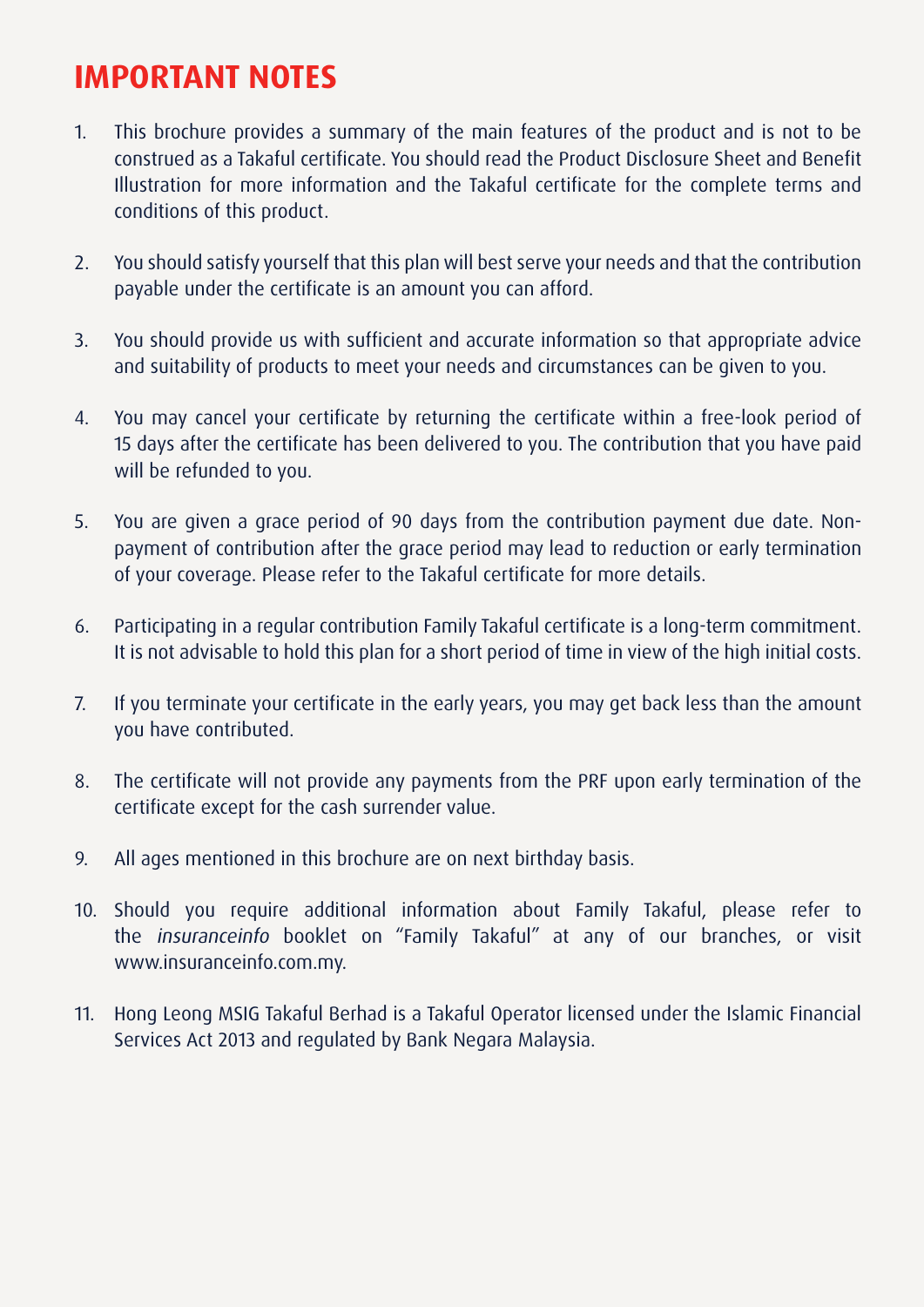# IMPORTANT NOTES

1. This brochure provides a summary of the main features of the product and is not to be construed as a Takaful certificate. You should read the Product Disclosure Sheet and Benefit Illustration for more information and the Takaful certificate for the complete terms and conditions of this product.

2. You should satisfy yourself that this plan will best serve your needs and that the contribution payable under the certificate is an amount you can afford.

3. You should provide us with sufficient and accurate information so that appropriate advice and suitability of products to meet your needs and circumstances can be given to you.

4. You may cancel your certificate by returning the certificate within a free-look period of 15 days after the certificate has been delivered to you. The contribution that you have paid will be refunded to you.

5. You are given a grace period of 90 days from the contribution payment due date. Non-payment of contribution after the grace period may lead to reduction or early termination of your coverage. Please refer to the Takaful certificate for more details.

6. Participating in a regular contribution Family Takaful certificate is a long-term commitment. It is not advisable to hold this plan for a short period of time in view of the high initial costs.

7. If you terminate your certificate in the early years, you may get back less than the amount you have contributed.

8. The certificate will not provide any payments from the PRF upon early termination of the certificate except for the cash surrender value.

9. All ages mentioned in this brochure are on next birthday basis.

10. Should you require additional information about Family Takaful, please refer to the *insuranceinfo* booklet on "Family Takaful" at any of our branches, or visit www.insuranceinfo.com.my.

11. Hong Leong MSIG Takaful Berhad is a Takaful Operator licensed under the Islamic Financial Services Act 2013 and regulated by Bank Negara Malaysia.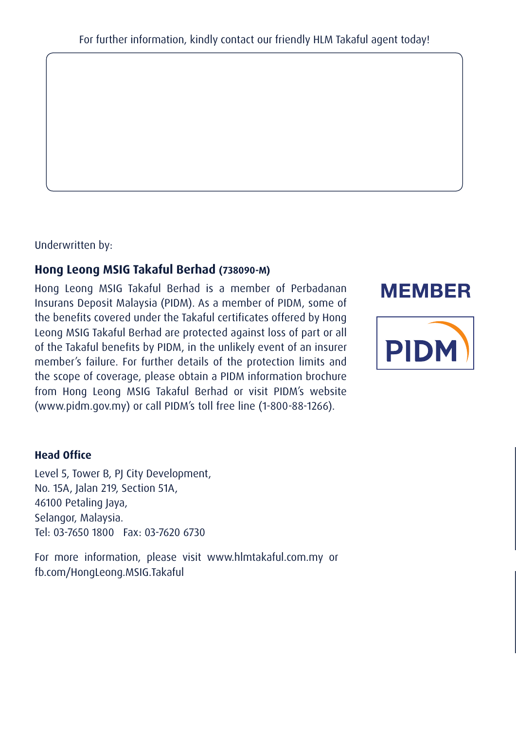For further information, kindly contact our friendly HLM Takaful agent today!

Underwritten by:

**Hong Leong MSIG Takaful Berhad (738090-M)**

Hong Leong MSIG Takaful Berhad is a member of Perbadanan Insurans Deposit Malaysia (PIDM). As a member of PIDM, some of the benefits covered under the Takaful certificates offered by Hong Leong MSIG Takaful Berhad are protected against loss of part or all of the Takaful benefits by PIDM, in the unlikely event of an insurer member's failure. For further details of the protection limits and the scope of coverage, please obtain a PIDM information brochure from Hong Leong MSIG Takaful Berhad or visit PIDM's website (www.pidm.gov.my) or call PIDM's toll free line (1-800-88-1266).

MEMBER

PIDM

**Head Office**

Level 5, Tower B, PJ City Development,
No. 15A, Jalan 219, Section 51A,
46100 Petaling Jaya,
Selangor, Malaysia.
Tel: 03-7650 1800 Fax: 03-7620 6730

For more information, please visit www.hlmtakaful.com.my or fb.com/HongLeong.MSIG.Takaful